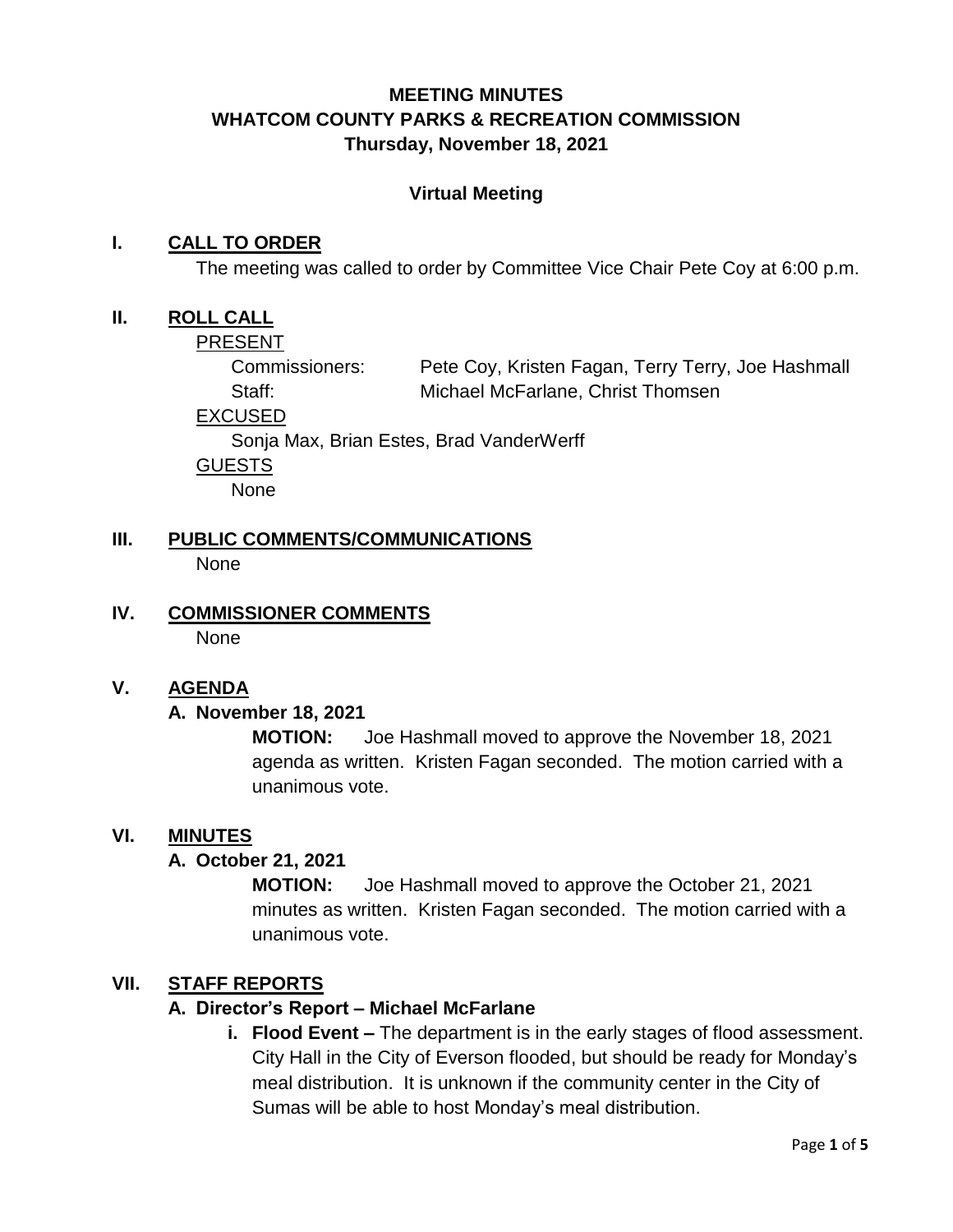# MEETING MINUTES
# WHATCOM COUNTY PARKS & RECREATION COMMISSION
### Thursday, November 18, 2021

**Virtual Meeting**

## I. CALL TO ORDER

The meeting was called to order by Committee Vice Chair Pete Coy at 6:00 p.m.

## II. ROLL CALL

PRESENT

Commissioners: Pete Coy, Kristen Fagan, Terry Terry, Joe Hashmall

Staff: Michael McFarlane, Christ Thomsen

EXCUSED

Sonja Max, Brian Estes, Brad VanderWerff

GUESTS

None

## III. PUBLIC COMMENTS/COMMUNICATIONS

None

## IV. COMMISSIONER COMMENTS

None

## V. AGENDA

### A. November 18, 2021

**MOTION:** Joe Hashmall moved to approve the November 18, 2021 agenda as written. Kristen Fagan seconded. The motion carried with a unanimous vote.

## VI. MINUTES

### A. October 21, 2021

**MOTION:** Joe Hashmall moved to approve the October 21, 2021 minutes as written. Kristen Fagan seconded. The motion carried with a unanimous vote.

## VII. STAFF REPORTS

### A. Director's Report – Michael McFarlane

i. **Flood Event –** The department is in the early stages of flood assessment. City Hall in the City of Everson flooded, but should be ready for Monday's meal distribution. It is unknown if the community center in the City of Sumas will be able to host Monday's meal distribution.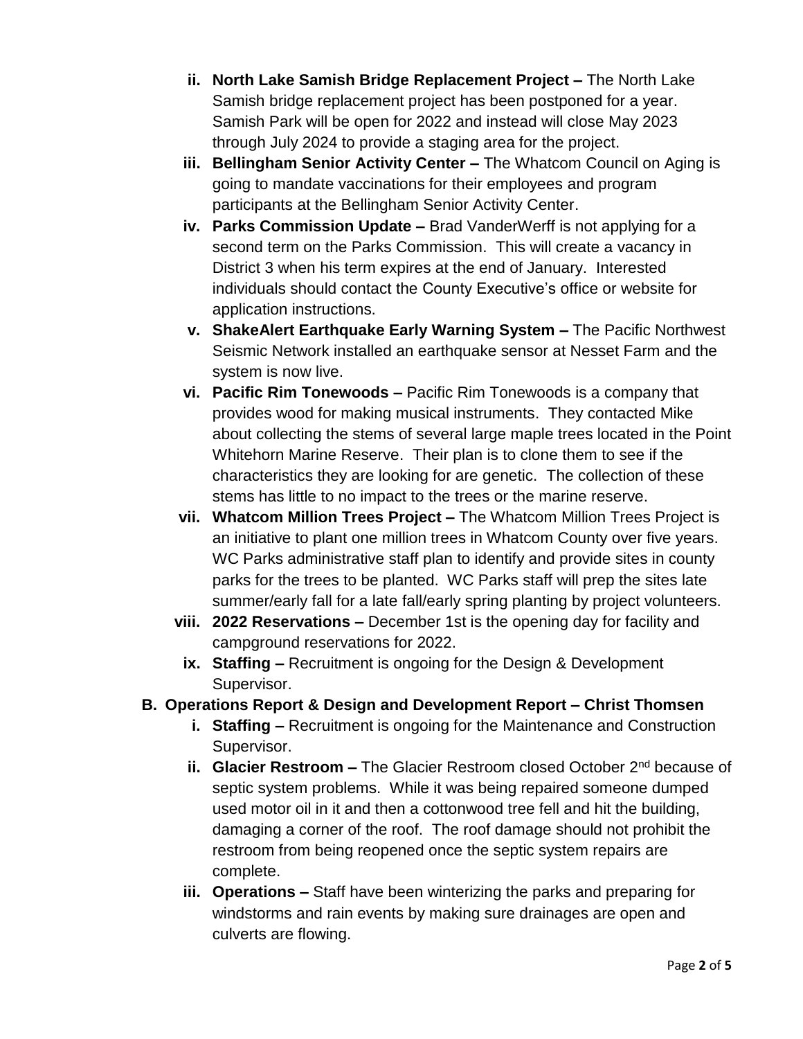ii. **North Lake Samish Bridge Replacement Project –** The North Lake Samish bridge replacement project has been postponed for a year. Samish Park will be open for 2022 and instead will close May 2023 through July 2024 to provide a staging area for the project.

iii. **Bellingham Senior Activity Center –** The Whatcom Council on Aging is going to mandate vaccinations for their employees and program participants at the Bellingham Senior Activity Center.

iv. **Parks Commission Update –** Brad VanderWerff is not applying for a second term on the Parks Commission. This will create a vacancy in District 3 when his term expires at the end of January. Interested individuals should contact the County Executive's office or website for application instructions.

v. **ShakeAlert Earthquake Early Warning System –** The Pacific Northwest Seismic Network installed an earthquake sensor at Nesset Farm and the system is now live.

vi. **Pacific Rim Tonewoods –** Pacific Rim Tonewoods is a company that provides wood for making musical instruments. They contacted Mike about collecting the stems of several large maple trees located in the Point Whitehorn Marine Reserve. Their plan is to clone them to see if the characteristics they are looking for are genetic. The collection of these stems has little to no impact to the trees or the marine reserve.

vii. **Whatcom Million Trees Project –** The Whatcom Million Trees Project is an initiative to plant one million trees in Whatcom County over five years. WC Parks administrative staff plan to identify and provide sites in county parks for the trees to be planted. WC Parks staff will prep the sites late summer/early fall for a late fall/early spring planting by project volunteers.

viii. **2022 Reservations –** December 1st is the opening day for facility and campground reservations for 2022.

ix. **Staffing –** Recruitment is ongoing for the Design & Development Supervisor.

**B. Operations Report & Design and Development Report – Christ Thomsen**

i. **Staffing –** Recruitment is ongoing for the Maintenance and Construction Supervisor.

ii. **Glacier Restroom –** The Glacier Restroom closed October 2nd because of septic system problems. While it was being repaired someone dumped used motor oil in it and then a cottonwood tree fell and hit the building, damaging a corner of the roof. The roof damage should not prohibit the restroom from being reopened once the septic system repairs are complete.

iii. **Operations –** Staff have been winterizing the parks and preparing for windstorms and rain events by making sure drainages are open and culverts are flowing.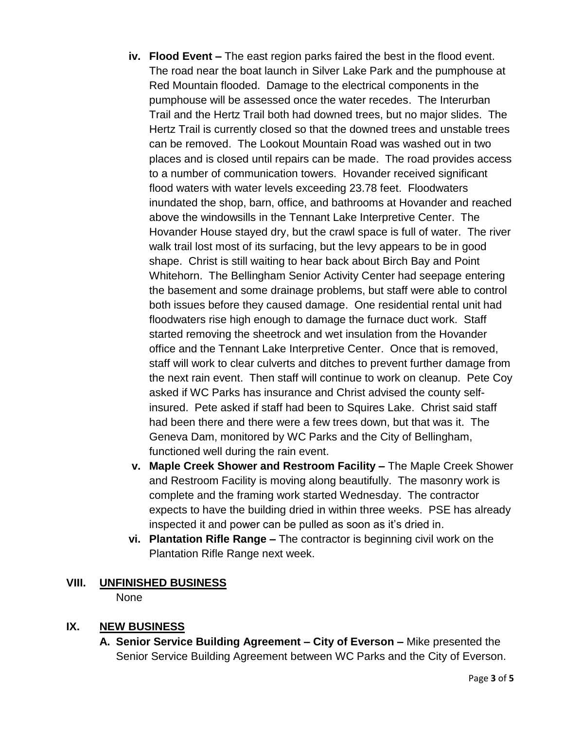iv. **Flood Event –** The east region parks faired the best in the flood event. The road near the boat launch in Silver Lake Park and the pumphouse at Red Mountain flooded. Damage to the electrical components in the pumphouse will be assessed once the water recedes. The Interurban Trail and the Hertz Trail both had downed trees, but no major slides. The Hertz Trail is currently closed so that the downed trees and unstable trees can be removed. The Lookout Mountain Road was washed out in two places and is closed until repairs can be made. The road provides access to a number of communication towers. Hovander received significant flood waters with water levels exceeding 23.78 feet. Floodwaters inundated the shop, barn, office, and bathrooms at Hovander and reached above the windowsills in the Tennant Lake Interpretive Center. The Hovander House stayed dry, but the crawl space is full of water. The river walk trail lost most of its surfacing, but the levy appears to be in good shape. Christ is still waiting to hear back about Birch Bay and Point Whitehorn. The Bellingham Senior Activity Center had seepage entering the basement and some drainage problems, but staff were able to control both issues before they caused damage. One residential rental unit had floodwaters rise high enough to damage the furnace duct work. Staff started removing the sheetrock and wet insulation from the Hovander office and the Tennant Lake Interpretive Center. Once that is removed, staff will work to clear culverts and ditches to prevent further damage from the next rain event. Then staff will continue to work on cleanup. Pete Coy asked if WC Parks has insurance and Christ advised the county self-insured. Pete asked if staff had been to Squires Lake. Christ said staff had been there and there were a few trees down, but that was it. The Geneva Dam, monitored by WC Parks and the City of Bellingham, functioned well during the rain event.

v. **Maple Creek Shower and Restroom Facility –** The Maple Creek Shower and Restroom Facility is moving along beautifully. The masonry work is complete and the framing work started Wednesday. The contractor expects to have the building dried in within three weeks. PSE has already inspected it and power can be pulled as soon as it's dried in.

vi. **Plantation Rifle Range –** The contractor is beginning civil work on the Plantation Rifle Range next week.

## VIII. UNFINISHED BUSINESS

None

## IX. NEW BUSINESS

**A. Senior Service Building Agreement – City of Everson –** Mike presented the Senior Service Building Agreement between WC Parks and the City of Everson.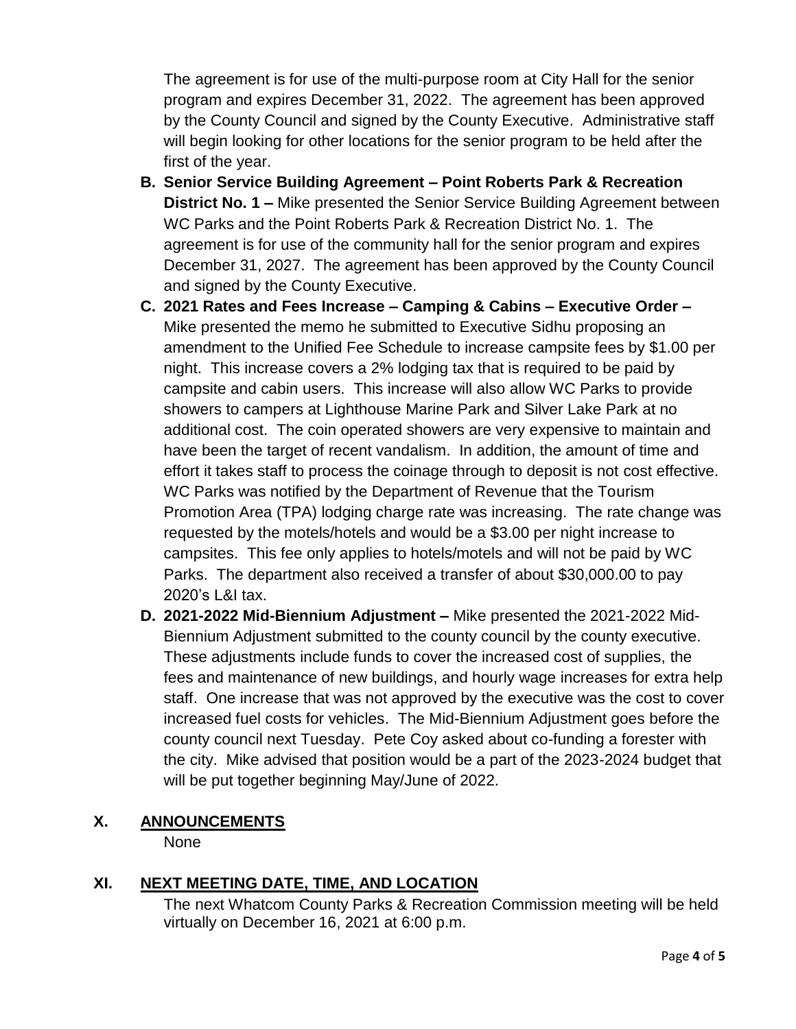The agreement is for use of the multi-purpose room at City Hall for the senior program and expires December 31, 2022. The agreement has been approved by the County Council and signed by the County Executive. Administrative staff will begin looking for other locations for the senior program to be held after the first of the year.

- **B. Senior Service Building Agreement – Point Roberts Park & Recreation District No. 1 –** Mike presented the Senior Service Building Agreement between WC Parks and the Point Roberts Park & Recreation District No. 1. The agreement is for use of the community hall for the senior program and expires December 31, 2027. The agreement has been approved by the County Council and signed by the County Executive.
- **C. 2021 Rates and Fees Increase – Camping & Cabins – Executive Order –** Mike presented the memo he submitted to Executive Sidhu proposing an amendment to the Unified Fee Schedule to increase campsite fees by $1.00 per night. This increase covers a 2% lodging tax that is required to be paid by campsite and cabin users. This increase will also allow WC Parks to provide showers to campers at Lighthouse Marine Park and Silver Lake Park at no additional cost. The coin operated showers are very expensive to maintain and have been the target of recent vandalism. In addition, the amount of time and effort it takes staff to process the coinage through to deposit is not cost effective. WC Parks was notified by the Department of Revenue that the Tourism Promotion Area (TPA) lodging charge rate was increasing. The rate change was requested by the motels/hotels and would be a $3.00 per night increase to campsites. This fee only applies to hotels/motels and will not be paid by WC Parks. The department also received a transfer of about $30,000.00 to pay 2020's L&I tax.
- **D. 2021-2022 Mid-Biennium Adjustment –** Mike presented the 2021-2022 Mid-Biennium Adjustment submitted to the county council by the county executive. These adjustments include funds to cover the increased cost of supplies, the fees and maintenance of new buildings, and hourly wage increases for extra help staff. One increase that was not approved by the executive was the cost to cover increased fuel costs for vehicles. The Mid-Biennium Adjustment goes before the county council next Tuesday. Pete Coy asked about co-funding a forester with the city. Mike advised that position would be a part of the 2023-2024 budget that will be put together beginning May/June of 2022.

## X. ANNOUNCEMENTS

None

## XI. NEXT MEETING DATE, TIME, AND LOCATION

The next Whatcom County Parks & Recreation Commission meeting will be held virtually on December 16, 2021 at 6:00 p.m.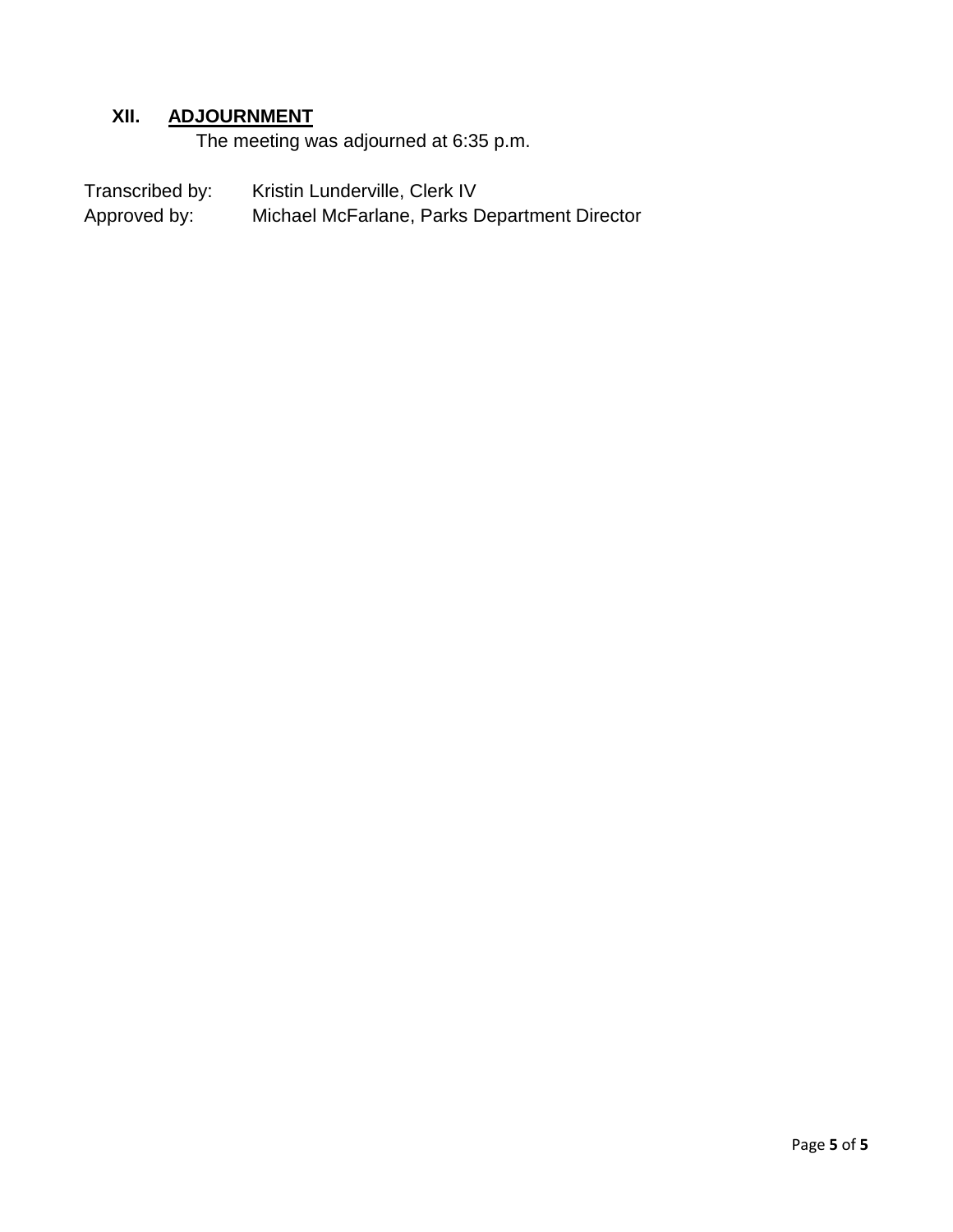## XII. ADJOURNMENT

The meeting was adjourned at 6:35 p.m.

Transcribed by: Kristin Lunderville, Clerk IV
Approved by: Michael McFarlane, Parks Department Director